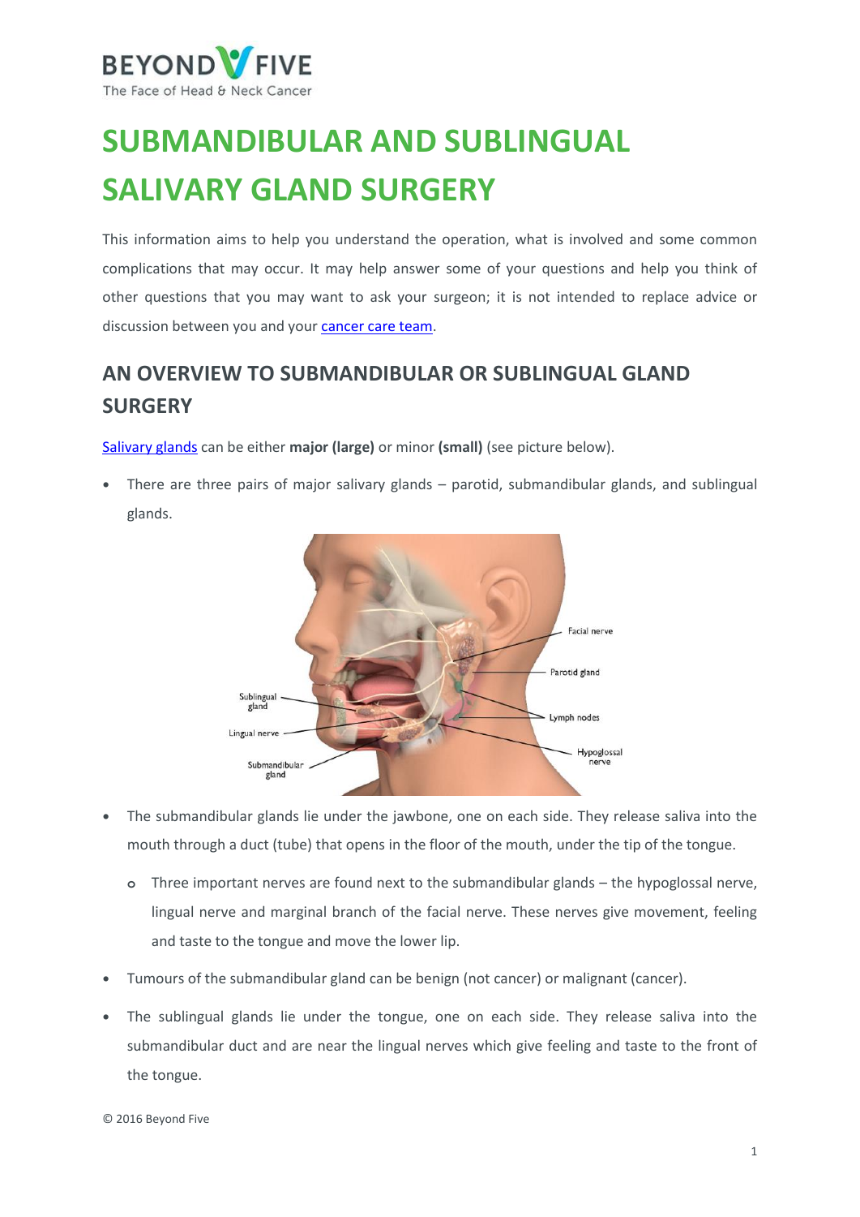BEYOND FIVE
The Face of Head & Neck Cancer

# SUBMANDIBULAR AND SUBLINGUAL SALIVARY GLAND SURGERY

This information aims to help you understand the operation, what is involved and some common complications that may occur. It may help answer some of your questions and help you think of other questions that you may want to ask your surgeon; it is not intended to replace advice or discussion between you and your cancer care team.

## AN OVERVIEW TO SUBMANDIBULAR OR SUBLINGUAL GLAND SURGERY

Salivary glands can be either **major (large)** or minor **(small)** (see picture below).

- There are three pairs of major salivary glands – parotid, submandibular glands, and sublingual glands.
- The submandibular glands lie under the jawbone, one on each side. They release saliva into the mouth through a duct (tube) that opens in the floor of the mouth, under the tip of the tongue.
  - Three important nerves are found next to the submandibular glands – the hypoglossal nerve, lingual nerve and marginal branch of the facial nerve. These nerves give movement, feeling and taste to the tongue and move the lower lip.
- Tumours of the submandibular gland can be benign (not cancer) or malignant (cancer).
- The sublingual glands lie under the tongue, one on each side. They release saliva into the submandibular duct and are near the lingual nerves which give feeling and taste to the front of the tongue.

© 2016 Beyond Five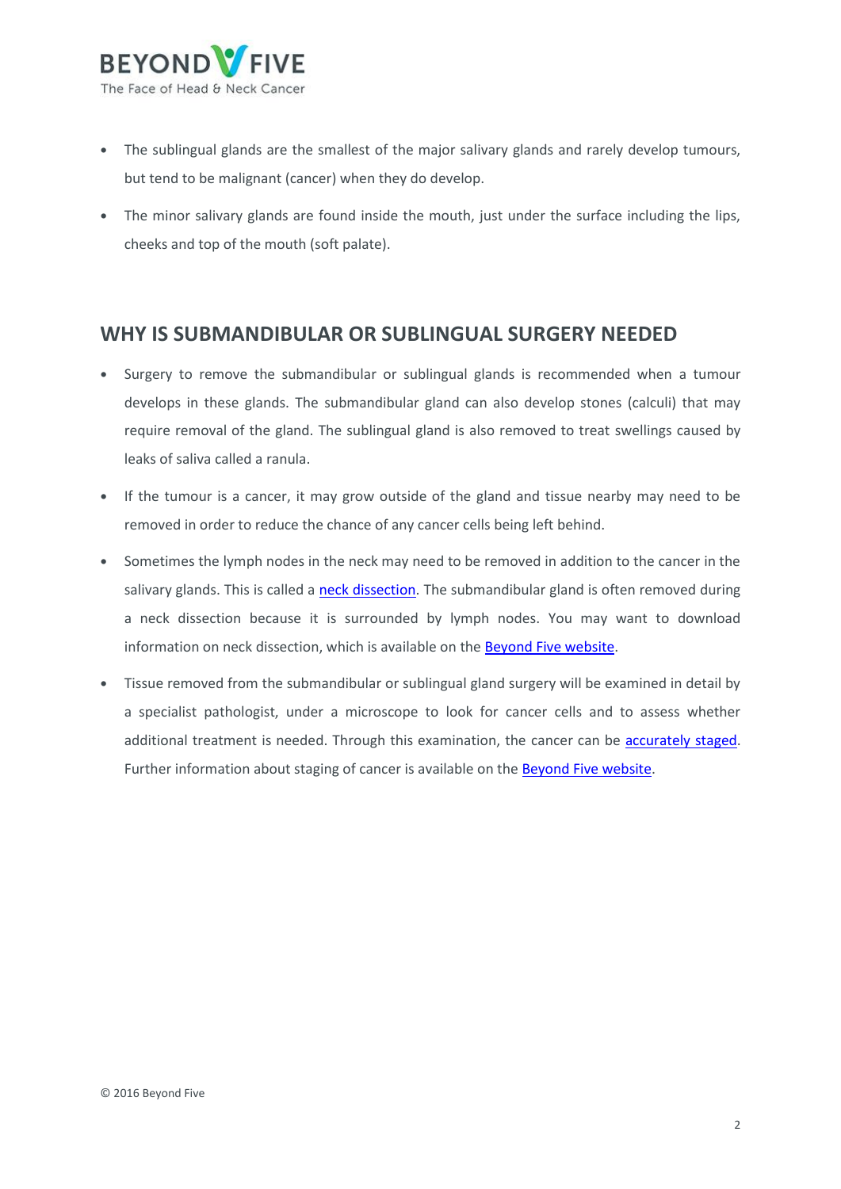- The sublingual glands are the smallest of the major salivary glands and rarely develop tumours, but tend to be malignant (cancer) when they do develop.
- The minor salivary glands are found inside the mouth, just under the surface including the lips, cheeks and top of the mouth (soft palate).

## WHY IS SUBMANDIBULAR OR SUBLINGUAL SURGERY NEEDED

- Surgery to remove the submandibular or sublingual glands is recommended when a tumour develops in these glands. The submandibular gland can also develop stones (calculi) that may require removal of the gland. The sublingual gland is also removed to treat swellings caused by leaks of saliva called a ranula.
- If the tumour is a cancer, it may grow outside of the gland and tissue nearby may need to be removed in order to reduce the chance of any cancer cells being left behind.
- Sometimes the lymph nodes in the neck may need to be removed in addition to the cancer in the salivary glands. This is called a neck dissection. The submandibular gland is often removed during a neck dissection because it is surrounded by lymph nodes. You may want to download information on neck dissection, which is available on the Beyond Five website.
- Tissue removed from the submandibular or sublingual gland surgery will be examined in detail by a specialist pathologist, under a microscope to look for cancer cells and to assess whether additional treatment is needed. Through this examination, the cancer can be accurately staged. Further information about staging of cancer is available on the Beyond Five website.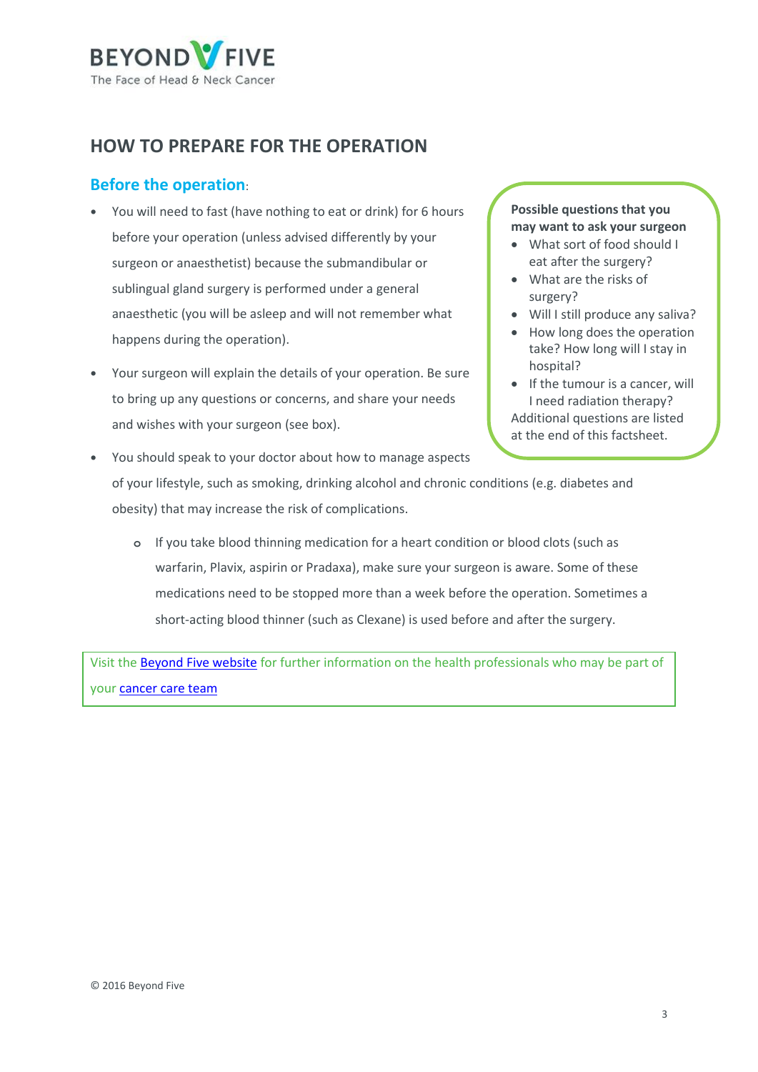## HOW TO PREPARE FOR THE OPERATION

### Before the operation:

- You will need to fast (have nothing to eat or drink) for 6 hours before your operation (unless advised differently by your surgeon or anaesthetist) because the submandibular or sublingual gland surgery is performed under a general anaesthetic (you will be asleep and will not remember what happens during the operation).
- Your surgeon will explain the details of your operation. Be sure to bring up any questions or concerns, and share your needs and wishes with your surgeon (see box).
- You should speak to your doctor about how to manage aspects of your lifestyle, such as smoking, drinking alcohol and chronic conditions (e.g. diabetes and obesity) that may increase the risk of complications.
  - If you take blood thinning medication for a heart condition or blood clots (such as warfarin, Plavix, aspirin or Pradaxa), make sure your surgeon is aware. Some of these medications need to be stopped more than a week before the operation. Sometimes a short-acting blood thinner (such as Clexane) is used before and after the surgery.

**Possible questions that you may want to ask your surgeon**

- What sort of food should I eat after the surgery?
- What are the risks of surgery?
- Will I still produce any saliva?
- How long does the operation take? How long will I stay in hospital?
- If the tumour is a cancer, will I need radiation therapy?

Additional questions are listed at the end of this factsheet.

Visit the Beyond Five website for further information on the health professionals who may be part of your cancer care team

© 2016 Beyond Five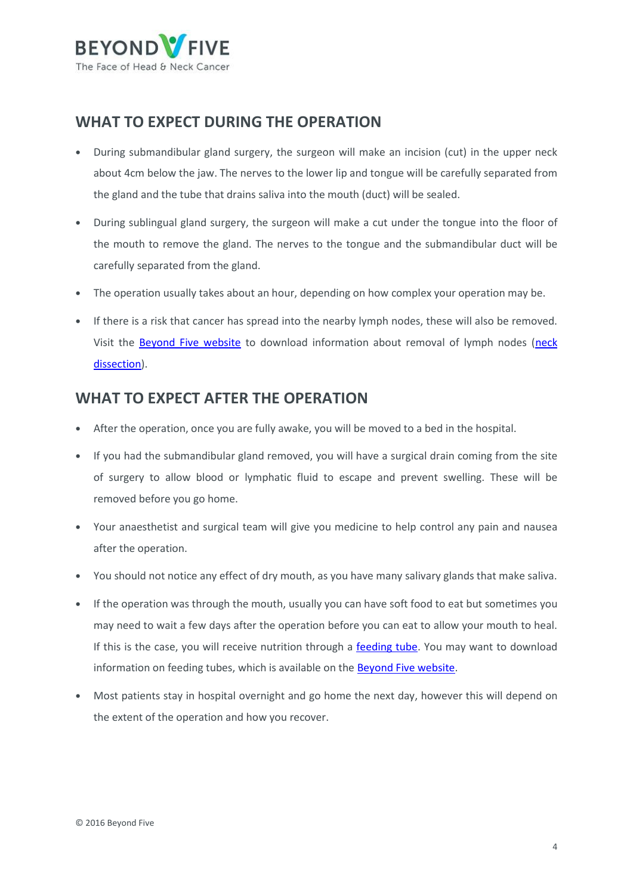## WHAT TO EXPECT DURING THE OPERATION

- During submandibular gland surgery, the surgeon will make an incision (cut) in the upper neck about 4cm below the jaw. The nerves to the lower lip and tongue will be carefully separated from the gland and the tube that drains saliva into the mouth (duct) will be sealed.
- During sublingual gland surgery, the surgeon will make a cut under the tongue into the floor of the mouth to remove the gland. The nerves to the tongue and the submandibular duct will be carefully separated from the gland.
- The operation usually takes about an hour, depending on how complex your operation may be.
- If there is a risk that cancer has spread into the nearby lymph nodes, these will also be removed. Visit the Beyond Five website to download information about removal of lymph nodes (neck dissection).

## WHAT TO EXPECT AFTER THE OPERATION

- After the operation, once you are fully awake, you will be moved to a bed in the hospital.
- If you had the submandibular gland removed, you will have a surgical drain coming from the site of surgery to allow blood or lymphatic fluid to escape and prevent swelling. These will be removed before you go home.
- Your anaesthetist and surgical team will give you medicine to help control any pain and nausea after the operation.
- You should not notice any effect of dry mouth, as you have many salivary glands that make saliva.
- If the operation was through the mouth, usually you can have soft food to eat but sometimes you may need to wait a few days after the operation before you can eat to allow your mouth to heal. If this is the case, you will receive nutrition through a feeding tube. You may want to download information on feeding tubes, which is available on the Beyond Five website.
- Most patients stay in hospital overnight and go home the next day, however this will depend on the extent of the operation and how you recover.

© 2016 Beyond Five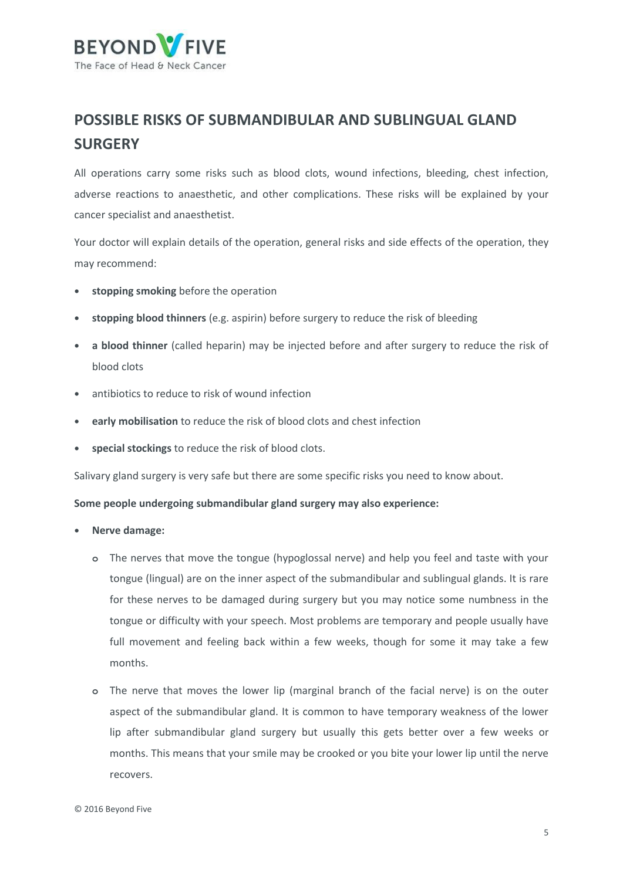## POSSIBLE RISKS OF SUBMANDIBULAR AND SUBLINGUAL GLAND SURGERY

All operations carry some risks such as blood clots, wound infections, bleeding, chest infection, adverse reactions to anaesthetic, and other complications. These risks will be explained by your cancer specialist and anaesthetist.

Your doctor will explain details of the operation, general risks and side effects of the operation, they may recommend:

- **stopping smoking** before the operation
- **stopping blood thinners** (e.g. aspirin) before surgery to reduce the risk of bleeding
- **a blood thinner** (called heparin) may be injected before and after surgery to reduce the risk of blood clots
- antibiotics to reduce to risk of wound infection
- **early mobilisation** to reduce the risk of blood clots and chest infection
- **special stockings** to reduce the risk of blood clots.

Salivary gland surgery is very safe but there are some specific risks you need to know about.

**Some people undergoing submandibular gland surgery may also experience:**

- **Nerve damage:**
    - The nerves that move the tongue (hypoglossal nerve) and help you feel and taste with your tongue (lingual) are on the inner aspect of the submandibular and sublingual glands. It is rare for these nerves to be damaged during surgery but you may notice some numbness in the tongue or difficulty with your speech. Most problems are temporary and people usually have full movement and feeling back within a few weeks, though for some it may take a few months.
    - The nerve that moves the lower lip (marginal branch of the facial nerve) is on the outer aspect of the submandibular gland. It is common to have temporary weakness of the lower lip after submandibular gland surgery but usually this gets better over a few weeks or months. This means that your smile may be crooked or you bite your lower lip until the nerve recovers.

© 2016 Beyond Five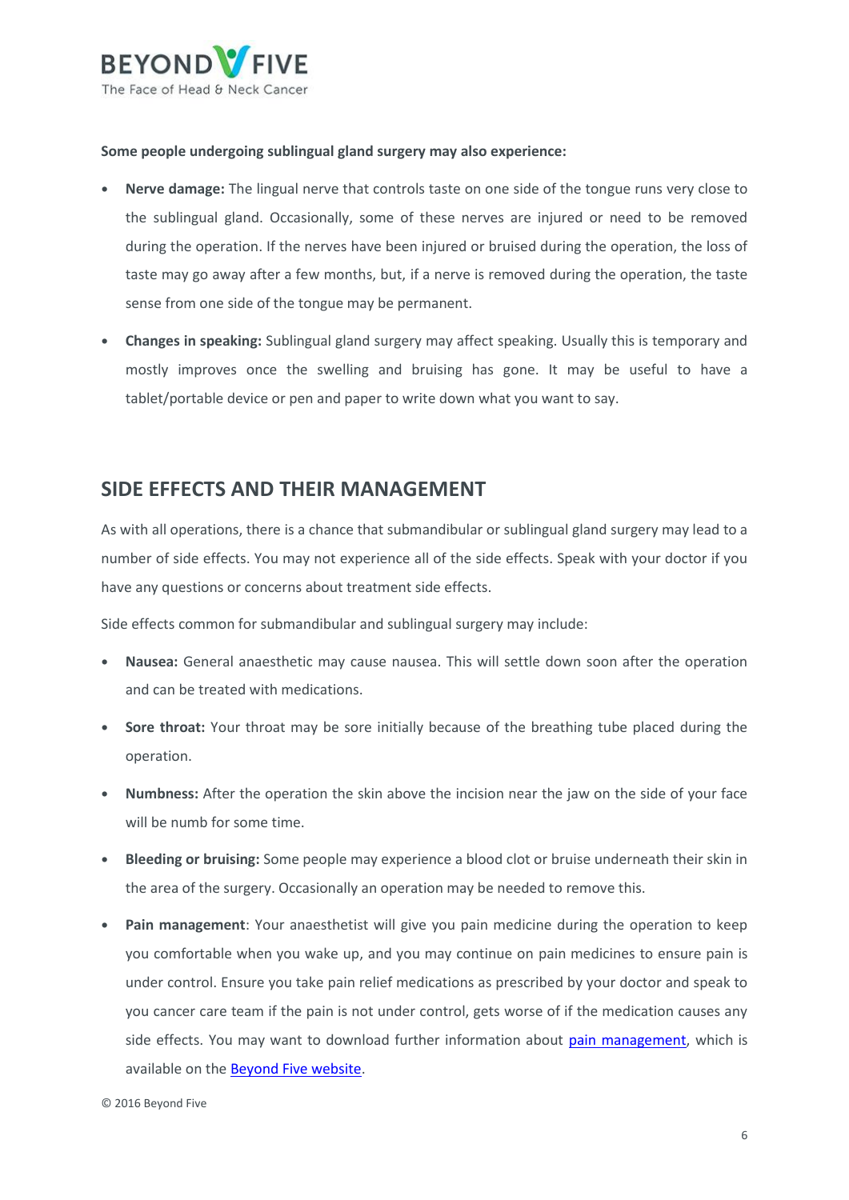**Some people undergoing sublingual gland surgery may also experience:**

- **Nerve damage:** The lingual nerve that controls taste on one side of the tongue runs very close to the sublingual gland. Occasionally, some of these nerves are injured or need to be removed during the operation. If the nerves have been injured or bruised during the operation, the loss of taste may go away after a few months, but, if a nerve is removed during the operation, the taste sense from one side of the tongue may be permanent.
- **Changes in speaking:** Sublingual gland surgery may affect speaking. Usually this is temporary and mostly improves once the swelling and bruising has gone. It may be useful to have a tablet/portable device or pen and paper to write down what you want to say.

## SIDE EFFECTS AND THEIR MANAGEMENT

As with all operations, there is a chance that submandibular or sublingual gland surgery may lead to a number of side effects. You may not experience all of the side effects. Speak with your doctor if you have any questions or concerns about treatment side effects.

Side effects common for submandibular and sublingual surgery may include:

- **Nausea:** General anaesthetic may cause nausea. This will settle down soon after the operation and can be treated with medications.
- **Sore throat:** Your throat may be sore initially because of the breathing tube placed during the operation.
- **Numbness:** After the operation the skin above the incision near the jaw on the side of your face will be numb for some time.
- **Bleeding or bruising:** Some people may experience a blood clot or bruise underneath their skin in the area of the surgery. Occasionally an operation may be needed to remove this.
- **Pain management**: Your anaesthetist will give you pain medicine during the operation to keep you comfortable when you wake up, and you may continue on pain medicines to ensure pain is under control. Ensure you take pain relief medications as prescribed by your doctor and speak to you cancer care team if the pain is not under control, gets worse of if the medication causes any side effects. You may want to download further information about pain management, which is available on the Beyond Five website.

© 2016 Beyond Five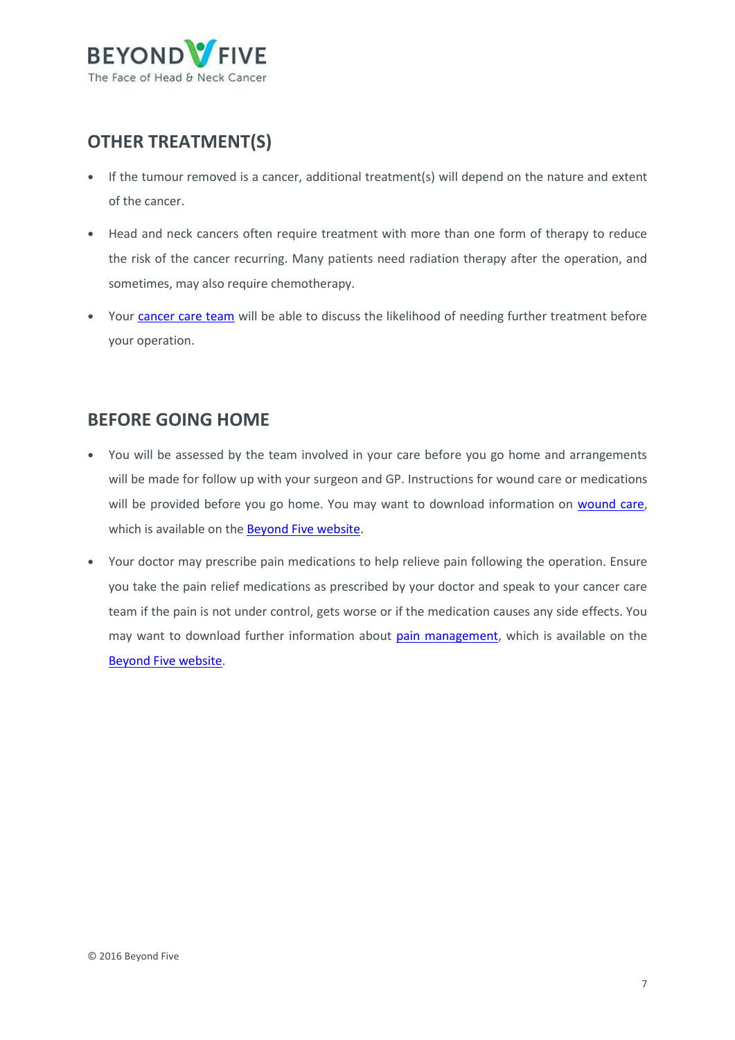## OTHER TREATMENT(S)

- If the tumour removed is a cancer, additional treatment(s) will depend on the nature and extent of the cancer.
- Head and neck cancers often require treatment with more than one form of therapy to reduce the risk of the cancer recurring. Many patients need radiation therapy after the operation, and sometimes, may also require chemotherapy.
- Your cancer care team will be able to discuss the likelihood of needing further treatment before your operation.

## BEFORE GOING HOME

- You will be assessed by the team involved in your care before you go home and arrangements will be made for follow up with your surgeon and GP. Instructions for wound care or medications will be provided before you go home. You may want to download information on wound care, which is available on the Beyond Five website.
- Your doctor may prescribe pain medications to help relieve pain following the operation. Ensure you take the pain relief medications as prescribed by your doctor and speak to your cancer care team if the pain is not under control, gets worse or if the medication causes any side effects. You may want to download further information about pain management, which is available on the Beyond Five website.

© 2016 Beyond Five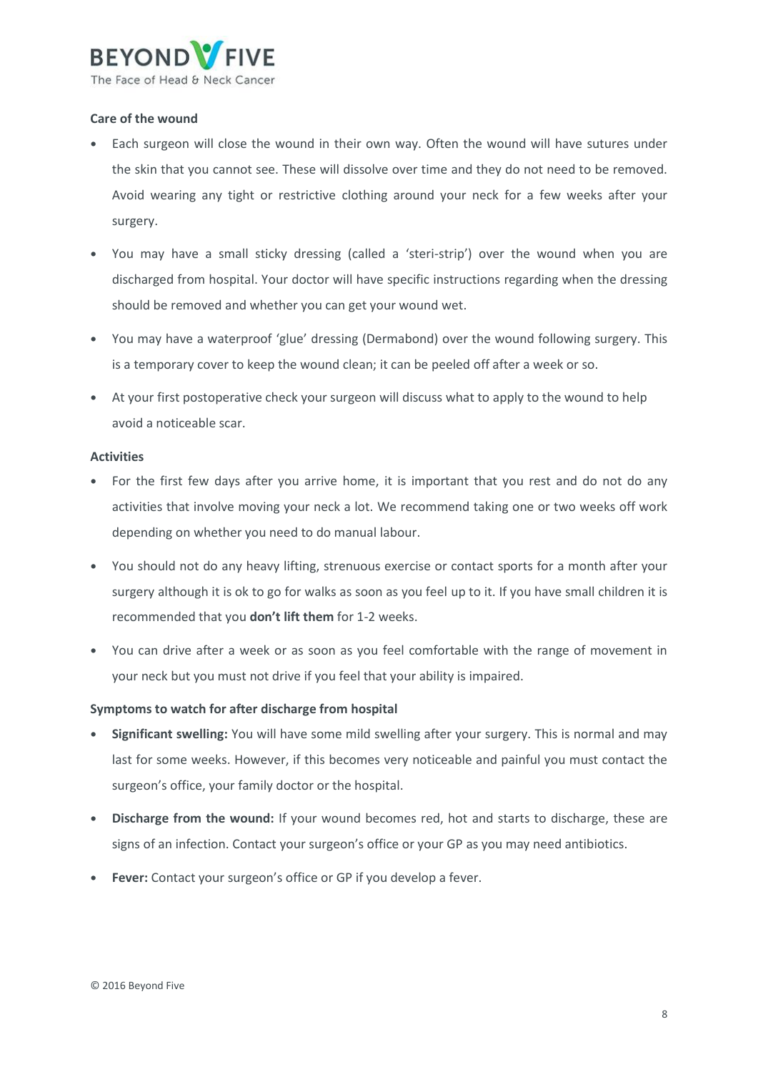### Care of the wound

- Each surgeon will close the wound in their own way. Often the wound will have sutures under the skin that you cannot see. These will dissolve over time and they do not need to be removed. Avoid wearing any tight or restrictive clothing around your neck for a few weeks after your surgery.
- You may have a small sticky dressing (called a 'steri-strip') over the wound when you are discharged from hospital. Your doctor will have specific instructions regarding when the dressing should be removed and whether you can get your wound wet.
- You may have a waterproof 'glue' dressing (Dermabond) over the wound following surgery. This is a temporary cover to keep the wound clean; it can be peeled off after a week or so.
- At your first postoperative check your surgeon will discuss what to apply to the wound to help avoid a noticeable scar.

### Activities

- For the first few days after you arrive home, it is important that you rest and do not do any activities that involve moving your neck a lot. We recommend taking one or two weeks off work depending on whether you need to do manual labour.
- You should not do any heavy lifting, strenuous exercise or contact sports for a month after your surgery although it is ok to go for walks as soon as you feel up to it. If you have small children it is recommended that you **don't lift them** for 1-2 weeks.
- You can drive after a week or as soon as you feel comfortable with the range of movement in your neck but you must not drive if you feel that your ability is impaired.

### Symptoms to watch for after discharge from hospital

- **Significant swelling:** You will have some mild swelling after your surgery. This is normal and may last for some weeks. However, if this becomes very noticeable and painful you must contact the surgeon's office, your family doctor or the hospital.
- **Discharge from the wound:** If your wound becomes red, hot and starts to discharge, these are signs of an infection. Contact your surgeon's office or your GP as you may need antibiotics.
- **Fever:** Contact your surgeon's office or GP if you develop a fever.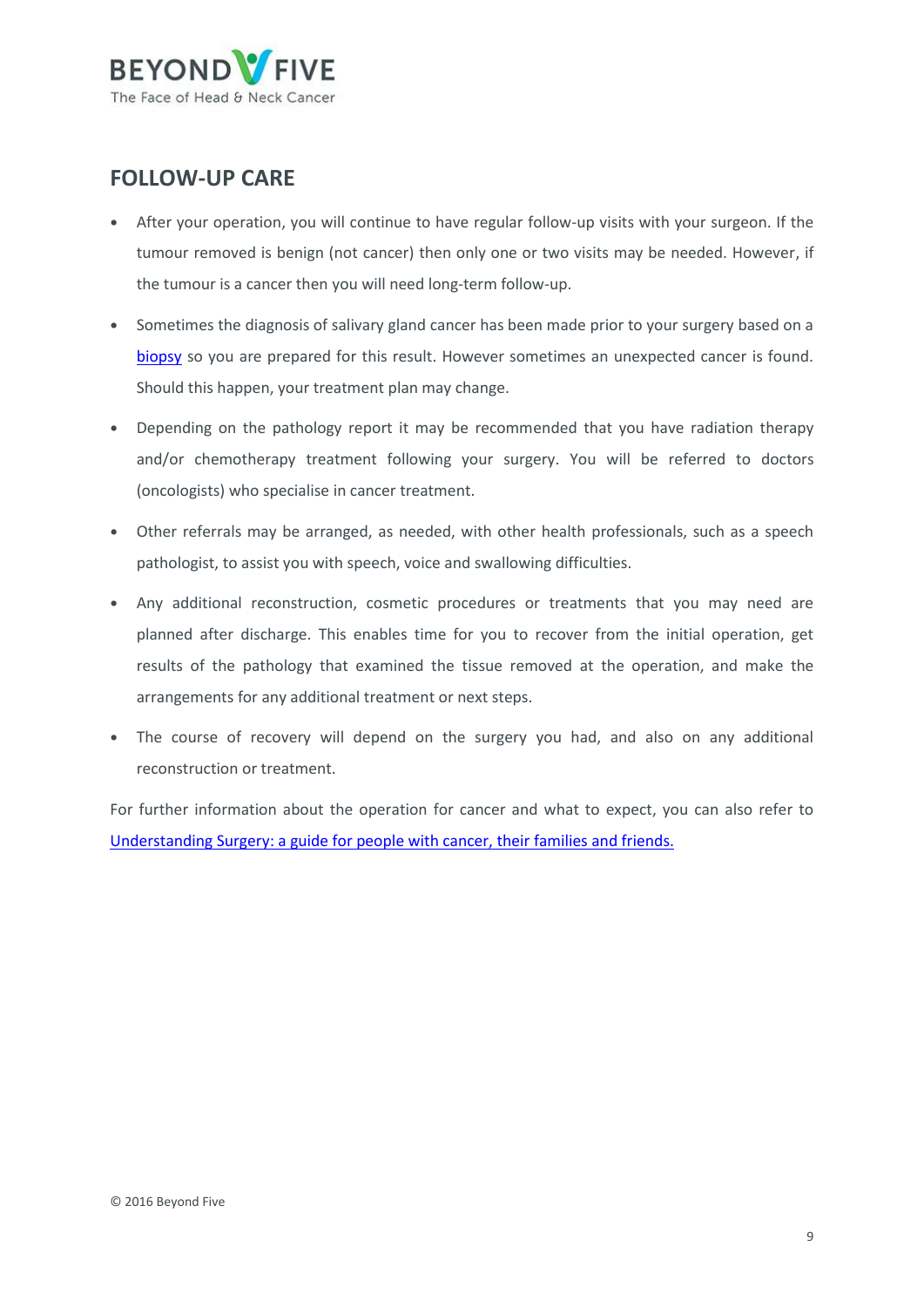## FOLLOW-UP CARE

- After your operation, you will continue to have regular follow-up visits with your surgeon. If the tumour removed is benign (not cancer) then only one or two visits may be needed. However, if the tumour is a cancer then you will need long-term follow-up.
- Sometimes the diagnosis of salivary gland cancer has been made prior to your surgery based on a biopsy so you are prepared for this result. However sometimes an unexpected cancer is found. Should this happen, your treatment plan may change.
- Depending on the pathology report it may be recommended that you have radiation therapy and/or chemotherapy treatment following your surgery. You will be referred to doctors (oncologists) who specialise in cancer treatment.
- Other referrals may be arranged, as needed, with other health professionals, such as a speech pathologist, to assist you with speech, voice and swallowing difficulties.
- Any additional reconstruction, cosmetic procedures or treatments that you may need are planned after discharge. This enables time for you to recover from the initial operation, get results of the pathology that examined the tissue removed at the operation, and make the arrangements for any additional treatment or next steps.
- The course of recovery will depend on the surgery you had, and also on any additional reconstruction or treatment.

For further information about the operation for cancer and what to expect, you can also refer to Understanding Surgery: a guide for people with cancer, their families and friends.

© 2016 Beyond Five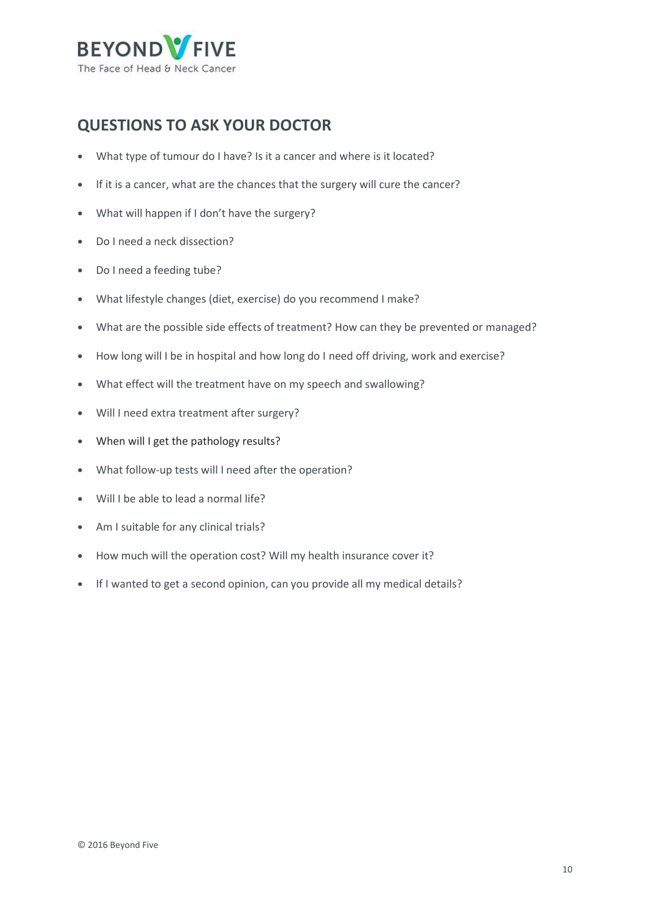## QUESTIONS TO ASK YOUR DOCTOR

- What type of tumour do I have? Is it a cancer and where is it located?
- If it is a cancer, what are the chances that the surgery will cure the cancer?
- What will happen if I don't have the surgery?
- Do I need a neck dissection?
- Do I need a feeding tube?
- What lifestyle changes (diet, exercise) do you recommend I make?
- What are the possible side effects of treatment? How can they be prevented or managed?
- How long will I be in hospital and how long do I need off driving, work and exercise?
- What effect will the treatment have on my speech and swallowing?
- Will I need extra treatment after surgery?
- When will I get the pathology results?
- What follow-up tests will I need after the operation?
- Will I be able to lead a normal life?
- Am I suitable for any clinical trials?
- How much will the operation cost? Will my health insurance cover it?
- If I wanted to get a second opinion, can you provide all my medical details?

© 2016 Beyond Five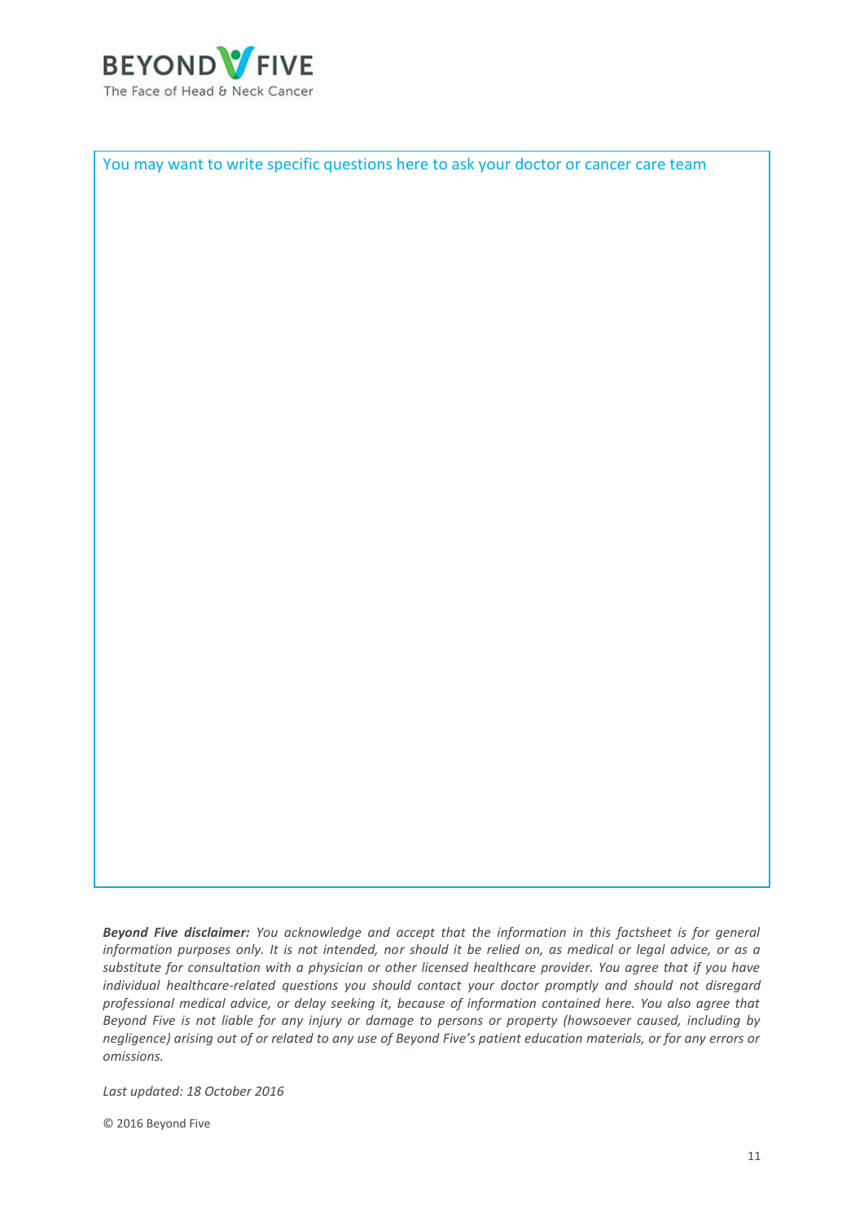You may want to write specific questions here to ask your doctor or cancer care team

***Beyond Five disclaimer:*** *You acknowledge and accept that the information in this factsheet is for general information purposes only. It is not intended, nor should it be relied on, as medical or legal advice, or as a substitute for consultation with a physician or other licensed healthcare provider. You agree that if you have individual healthcare-related questions you should contact your doctor promptly and should not disregard professional medical advice, or delay seeking it, because of information contained here. You also agree that Beyond Five is not liable for any injury or damage to persons or property (howsoever caused, including by negligence) arising out of or related to any use of Beyond Five's patient education materials, or for any errors or omissions.*

*Last updated: 18 October 2016*

© 2016 Beyond Five